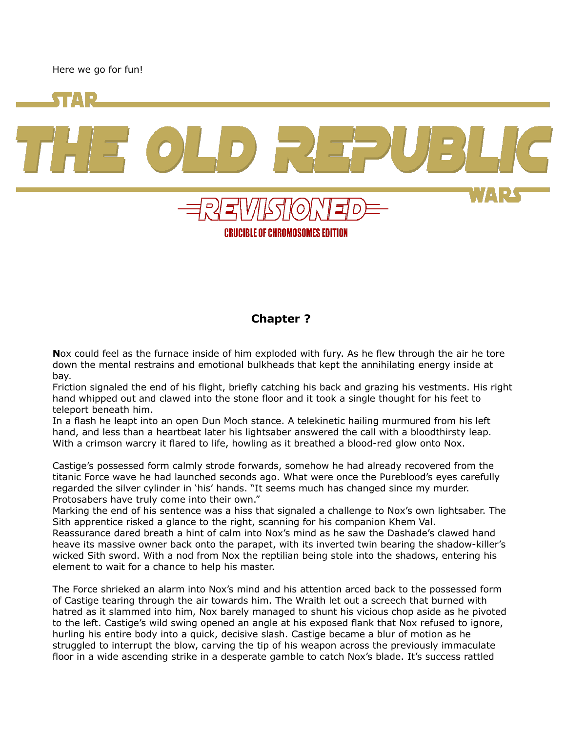Here we go for fun!

# STAR WARS: THE OLD REPUBLIC

## REVISIONED

### CRUCIBLE OF CHROMOSOMES EDITION

## Chapter ?

**N**ox could feel as the furnace inside of him exploded with fury. As he flew through the air he tore down the mental restrains and emotional bulkheads that kept the annihilating energy inside at bay.

Friction signaled the end of his flight, briefly catching his back and grazing his vestments. His right hand whipped out and clawed into the stone floor and it took a single thought for his feet to teleport beneath him.

In a flash he leapt into an open Dun Moch stance. A telekinetic hailing murmured from his left hand, and less than a heartbeat later his lightsaber answered the call with a bloodthirsty leap. With a crimson warcry it flared to life, howling as it breathed a blood-red glow onto Nox.

Castige's possessed form calmly strode forwards, somehow he had already recovered from the titanic Force wave he had launched seconds ago. What were once the Pureblood's eyes carefully regarded the silver cylinder in 'his' hands. "It seems much has changed since my murder. Protosabers have truly come into their own."

Marking the end of his sentence was a hiss that signaled a challenge to Nox's own lightsaber. The Sith apprentice risked a glance to the right, scanning for his companion Khem Val.

Reassurance dared breath a hint of calm into Nox's mind as he saw the Dashade's clawed hand heave its massive owner back onto the parapet, with its inverted twin bearing the shadow-killer's wicked Sith sword. With a nod from Nox the reptilian being stole into the shadows, entering his element to wait for a chance to help his master.

The Force shrieked an alarm into Nox's mind and his attention arced back to the possessed form of Castige tearing through the air towards him. The Wraith let out a screech that burned with hatred as it slammed into him, Nox barely managed to shunt his vicious chop aside as he pivoted to the left. Castige's wild swing opened an angle at his exposed flank that Nox refused to ignore, hurling his entire body into a quick, decisive slash. Castige became a blur of motion as he struggled to interrupt the blow, carving the tip of his weapon across the previously immaculate floor in a wide ascending strike in a desperate gamble to catch Nox's blade. It's success rattled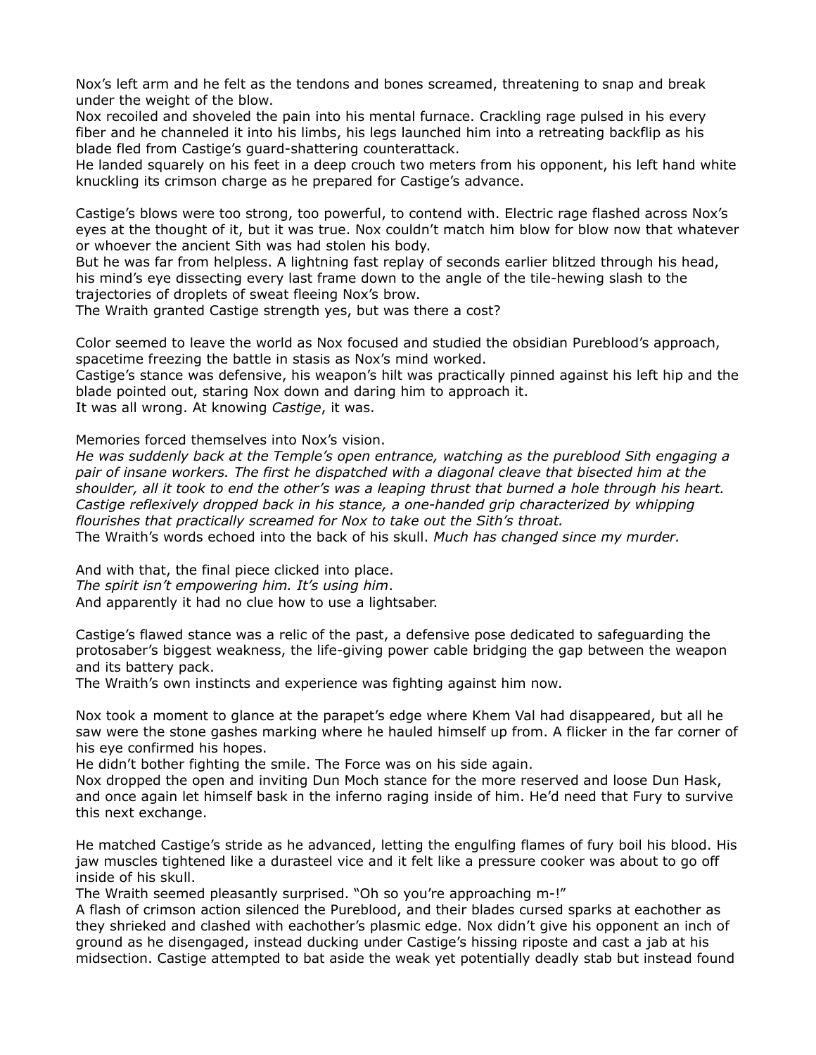Nox's left arm and he felt as the tendons and bones screamed, threatening to snap and break under the weight of the blow.
Nox recoiled and shoveled the pain into his mental furnace. Crackling rage pulsed in his every fiber and he channeled it into his limbs, his legs launched him into a retreating backflip as his blade fled from Castige's guard-shattering counterattack.
He landed squarely on his feet in a deep crouch two meters from his opponent, his left hand white knuckling its crimson charge as he prepared for Castige's advance.

Castige's blows were too strong, too powerful, to contend with. Electric rage flashed across Nox's eyes at the thought of it, but it was true. Nox couldn't match him blow for blow now that whatever or whoever the ancient Sith was had stolen his body.
But he was far from helpless. A lightning fast replay of seconds earlier blitzed through his head, his mind's eye dissecting every last frame down to the angle of the tile-hewing slash to the trajectories of droplets of sweat fleeing Nox's brow.
The Wraith granted Castige strength yes, but was there a cost?

Color seemed to leave the world as Nox focused and studied the obsidian Pureblood's approach, spacetime freezing the battle in stasis as Nox's mind worked.
Castige's stance was defensive, his weapon's hilt was practically pinned against his left hip and the blade pointed out, staring Nox down and daring him to approach it.
It was all wrong. At knowing *Castige*, it was.

Memories forced themselves into Nox's vision.
*He was suddenly back at the Temple's open entrance, watching as the pureblood Sith engaging a pair of insane workers. The first he dispatched with a diagonal cleave that bisected him at the shoulder, all it took to end the other's was a leaping thrust that burned a hole through his heart. Castige reflexively dropped back in his stance, a one-handed grip characterized by whipping flourishes that practically screamed for Nox to take out the Sith's throat.*
The Wraith's words echoed into the back of his skull. *Much has changed since my murder.*

And with that, the final piece clicked into place.
*The spirit isn't empowering him. It's using him*.
And apparently it had no clue how to use a lightsaber.

Castige's flawed stance was a relic of the past, a defensive pose dedicated to safeguarding the protosaber's biggest weakness, the life-giving power cable bridging the gap between the weapon and its battery pack.
The Wraith's own instincts and experience was fighting against him now.

Nox took a moment to glance at the parapet's edge where Khem Val had disappeared, but all he saw were the stone gashes marking where he hauled himself up from. A flicker in the far corner of his eye confirmed his hopes.
He didn't bother fighting the smile. The Force was on his side again.
Nox dropped the open and inviting Dun Moch stance for the more reserved and loose Dun Hask, and once again let himself bask in the inferno raging inside of him. He'd need that Fury to survive this next exchange.

He matched Castige's stride as he advanced, letting the engulfing flames of fury boil his blood. His jaw muscles tightened like a durasteel vice and it felt like a pressure cooker was about to go off inside of his skull.
The Wraith seemed pleasantly surprised. "Oh so you're approaching m-!"
A flash of crimson action silenced the Pureblood, and their blades cursed sparks at eachother as they shrieked and clashed with eachother's plasmic edge. Nox didn't give his opponent an inch of ground as he disengaged, instead ducking under Castige's hissing riposte and cast a jab at his midsection. Castige attempted to bat aside the weak yet potentially deadly stab but instead found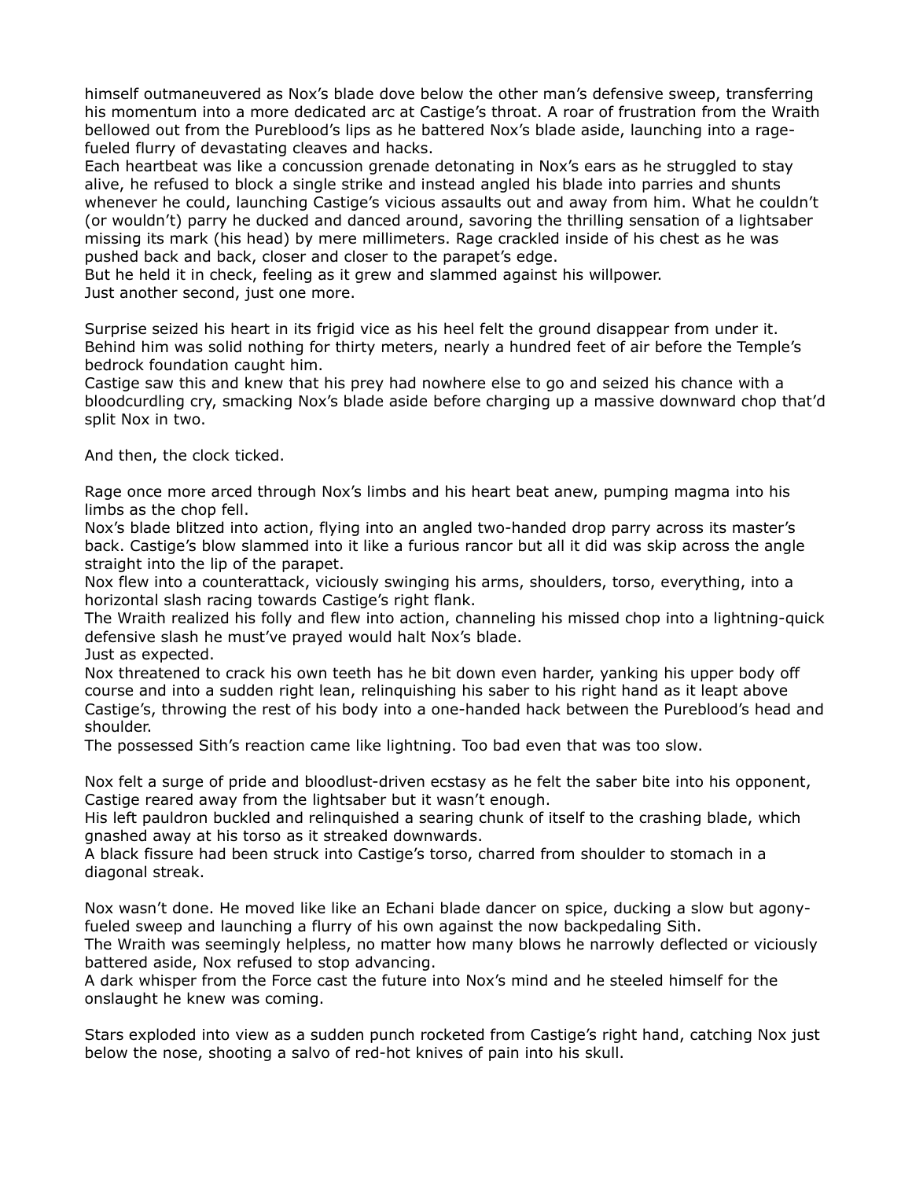himself outmaneuvered as Nox's blade dove below the other man's defensive sweep, transferring his momentum into a more dedicated arc at Castige's throat. A roar of frustration from the Wraith bellowed out from the Pureblood's lips as he battered Nox's blade aside, launching into a rage-fueled flurry of devastating cleaves and hacks.
Each heartbeat was like a concussion grenade detonating in Nox's ears as he struggled to stay alive, he refused to block a single strike and instead angled his blade into parries and shunts whenever he could, launching Castige's vicious assaults out and away from him. What he couldn't (or wouldn't) parry he ducked and danced around, savoring the thrilling sensation of a lightsaber missing its mark (his head) by mere millimeters. Rage crackled inside of his chest as he was pushed back and back, closer and closer to the parapet's edge.
But he held it in check, feeling as it grew and slammed against his willpower.
Just another second, just one more.

Surprise seized his heart in its frigid vice as his heel felt the ground disappear from under it. Behind him was solid nothing for thirty meters, nearly a hundred feet of air before the Temple's bedrock foundation caught him.
Castige saw this and knew that his prey had nowhere else to go and seized his chance with a bloodcurdling cry, smacking Nox's blade aside before charging up a massive downward chop that'd split Nox in two.

And then, the clock ticked.

Rage once more arced through Nox's limbs and his heart beat anew, pumping magma into his limbs as the chop fell.
Nox's blade blitzed into action, flying into an angled two-handed drop parry across its master's back. Castige's blow slammed into it like a furious rancor but all it did was skip across the angle straight into the lip of the parapet.
Nox flew into a counterattack, viciously swinging his arms, shoulders, torso, everything, into a horizontal slash racing towards Castige's right flank.
The Wraith realized his folly and flew into action, channeling his missed chop into a lightning-quick defensive slash he must've prayed would halt Nox's blade.
Just as expected.
Nox threatened to crack his own teeth has he bit down even harder, yanking his upper body off course and into a sudden right lean, relinquishing his saber to his right hand as it leapt above Castige's, throwing the rest of his body into a one-handed hack between the Pureblood's head and shoulder.
The possessed Sith's reaction came like lightning. Too bad even that was too slow.

Nox felt a surge of pride and bloodlust-driven ecstasy as he felt the saber bite into his opponent, Castige reared away from the lightsaber but it wasn't enough.
His left pauldron buckled and relinquished a searing chunk of itself to the crashing blade, which gnashed away at his torso as it streaked downwards.
A black fissure had been struck into Castige's torso, charred from shoulder to stomach in a diagonal streak.

Nox wasn't done. He moved like like an Echani blade dancer on spice, ducking a slow but agony-fueled sweep and launching a flurry of his own against the now backpedaling Sith.
The Wraith was seemingly helpless, no matter how many blows he narrowly deflected or viciously battered aside, Nox refused to stop advancing.
A dark whisper from the Force cast the future into Nox's mind and he steeled himself for the onslaught he knew was coming.

Stars exploded into view as a sudden punch rocketed from Castige's right hand, catching Nox just below the nose, shooting a salvo of red-hot knives of pain into his skull.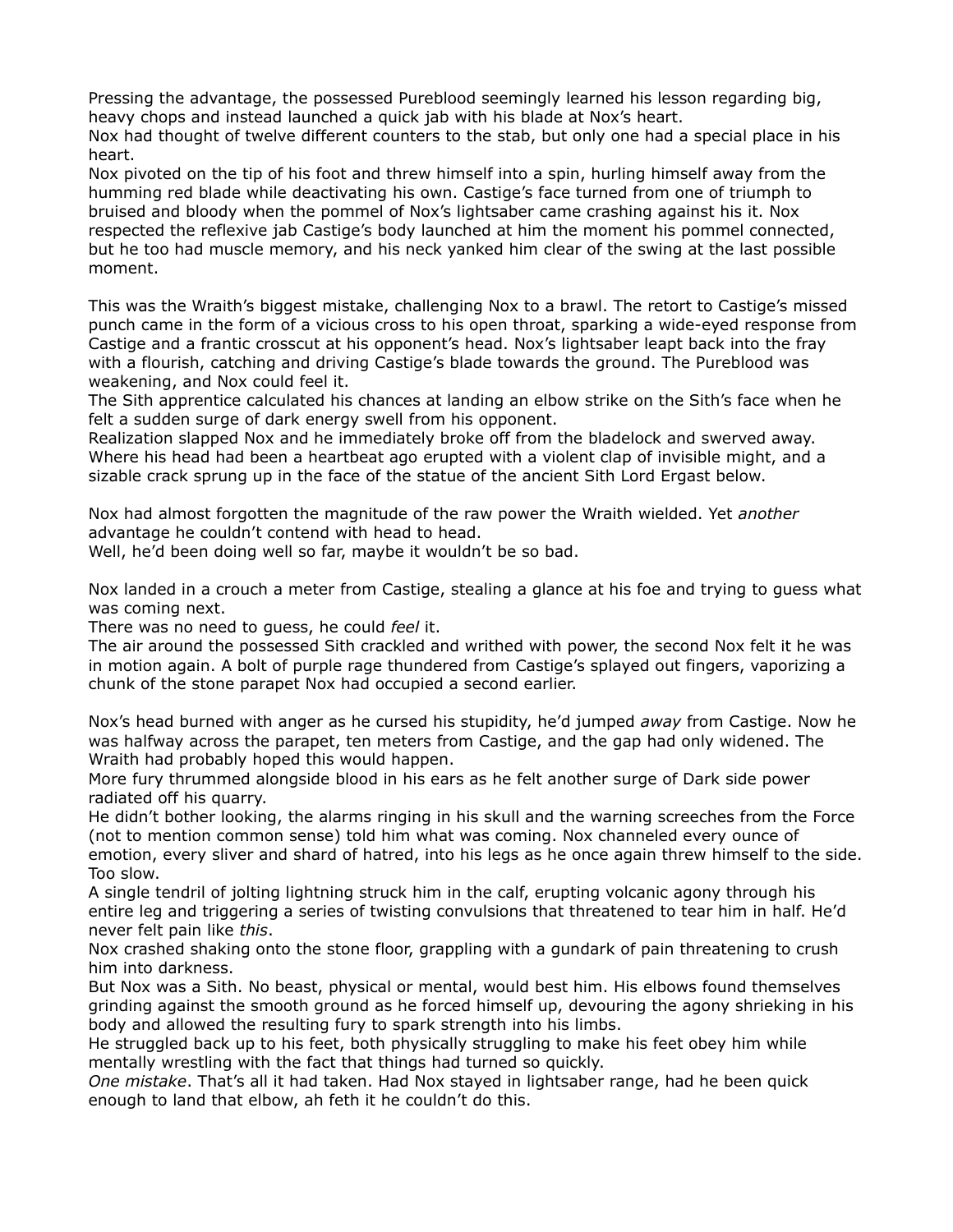Pressing the advantage, the possessed Pureblood seemingly learned his lesson regarding big, heavy chops and instead launched a quick jab with his blade at Nox's heart.

Nox had thought of twelve different counters to the stab, but only one had a special place in his heart.

Nox pivoted on the tip of his foot and threw himself into a spin, hurling himself away from the humming red blade while deactivating his own. Castige's face turned from one of triumph to bruised and bloody when the pommel of Nox's lightsaber came crashing against his it. Nox respected the reflexive jab Castige's body launched at him the moment his pommel connected, but he too had muscle memory, and his neck yanked him clear of the swing at the last possible moment.

This was the Wraith's biggest mistake, challenging Nox to a brawl. The retort to Castige's missed punch came in the form of a vicious cross to his open throat, sparking a wide-eyed response from Castige and a frantic crosscut at his opponent's head. Nox's lightsaber leapt back into the fray with a flourish, catching and driving Castige's blade towards the ground. The Pureblood was weakening, and Nox could feel it.

The Sith apprentice calculated his chances at landing an elbow strike on the Sith's face when he felt a sudden surge of dark energy swell from his opponent.

Realization slapped Nox and he immediately broke off from the bladelock and swerved away. Where his head had been a heartbeat ago erupted with a violent clap of invisible might, and a sizable crack sprung up in the face of the statue of the ancient Sith Lord Ergast below.

Nox had almost forgotten the magnitude of the raw power the Wraith wielded. Yet *another* advantage he couldn't contend with head to head.

Well, he'd been doing well so far, maybe it wouldn't be so bad.

Nox landed in a crouch a meter from Castige, stealing a glance at his foe and trying to guess what was coming next.

There was no need to guess, he could *feel* it.

The air around the possessed Sith crackled and writhed with power, the second Nox felt it he was in motion again. A bolt of purple rage thundered from Castige's splayed out fingers, vaporizing a chunk of the stone parapet Nox had occupied a second earlier.

Nox's head burned with anger as he cursed his stupidity, he'd jumped *away* from Castige. Now he was halfway across the parapet, ten meters from Castige, and the gap had only widened. The Wraith had probably hoped this would happen.

More fury thrummed alongside blood in his ears as he felt another surge of Dark side power radiated off his quarry.

He didn't bother looking, the alarms ringing in his skull and the warning screeches from the Force (not to mention common sense) told him what was coming. Nox channeled every ounce of emotion, every sliver and shard of hatred, into his legs as he once again threw himself to the side. Too slow.

A single tendril of jolting lightning struck him in the calf, erupting volcanic agony through his entire leg and triggering a series of twisting convulsions that threatened to tear him in half. He'd never felt pain like *this*.

Nox crashed shaking onto the stone floor, grappling with a gundark of pain threatening to crush him into darkness.

But Nox was a Sith. No beast, physical or mental, would best him. His elbows found themselves grinding against the smooth ground as he forced himself up, devouring the agony shrieking in his body and allowed the resulting fury to spark strength into his limbs.

He struggled back up to his feet, both physically struggling to make his feet obey him while mentally wrestling with the fact that things had turned so quickly.

*One mistake*. That's all it had taken. Had Nox stayed in lightsaber range, had he been quick enough to land that elbow, ah feth it he couldn't do this.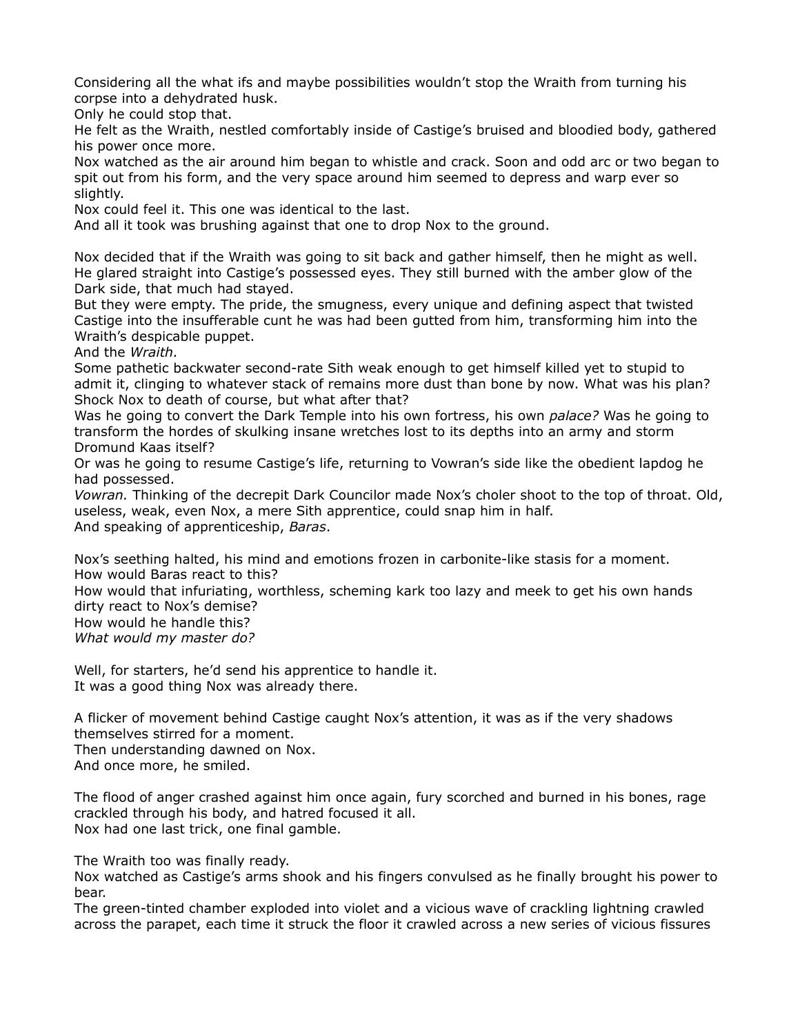Considering all the what ifs and maybe possibilities wouldn't stop the Wraith from turning his corpse into a dehydrated husk.
Only he could stop that.
He felt as the Wraith, nestled comfortably inside of Castige's bruised and bloodied body, gathered his power once more.
Nox watched as the air around him began to whistle and crack. Soon and odd arc or two began to spit out from his form, and the very space around him seemed to depress and warp ever so slightly.
Nox could feel it. This one was identical to the last.
And all it took was brushing against that one to drop Nox to the ground.

Nox decided that if the Wraith was going to sit back and gather himself, then he might as well. He glared straight into Castige's possessed eyes. They still burned with the amber glow of the Dark side, that much had stayed.
But they were empty. The pride, the smugness, every unique and defining aspect that twisted Castige into the insufferable cunt he was had been gutted from him, transforming him into the Wraith's despicable puppet.
And the *Wraith.*
Some pathetic backwater second-rate Sith weak enough to get himself killed yet to stupid to admit it, clinging to whatever stack of remains more dust than bone by now. What was his plan? Shock Nox to death of course, but what after that?
Was he going to convert the Dark Temple into his own fortress, his own *palace?* Was he going to transform the hordes of skulking insane wretches lost to its depths into an army and storm Dromund Kaas itself?
Or was he going to resume Castige's life, returning to Vowran's side like the obedient lapdog he had possessed.
*Vowran.* Thinking of the decrepit Dark Councilor made Nox's choler shoot to the top of throat. Old, useless, weak, even Nox, a mere Sith apprentice, could snap him in half.
And speaking of apprenticeship, *Baras*.

Nox's seething halted, his mind and emotions frozen in carbonite-like stasis for a moment.
How would Baras react to this?
How would that infuriating, worthless, scheming kark too lazy and meek to get his own hands dirty react to Nox's demise?
How would he handle this?
*What would my master do?*

Well, for starters, he'd send his apprentice to handle it.
It was a good thing Nox was already there.

A flicker of movement behind Castige caught Nox's attention, it was as if the very shadows themselves stirred for a moment.
Then understanding dawned on Nox.
And once more, he smiled.

The flood of anger crashed against him once again, fury scorched and burned in his bones, rage crackled through his body, and hatred focused it all.
Nox had one last trick, one final gamble.

The Wraith too was finally ready.
Nox watched as Castige's arms shook and his fingers convulsed as he finally brought his power to bear.
The green-tinted chamber exploded into violet and a vicious wave of crackling lightning crawled across the parapet, each time it struck the floor it crawled across a new series of vicious fissures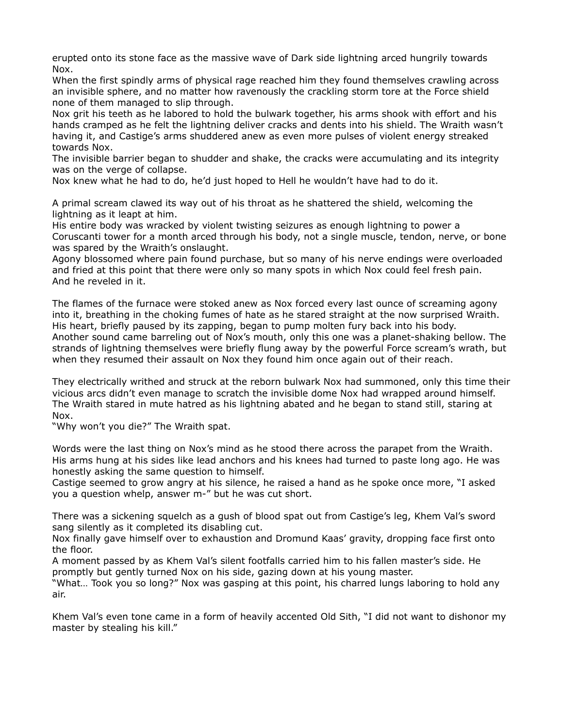erupted onto its stone face as the massive wave of Dark side lightning arced hungrily towards Nox.
When the first spindly arms of physical rage reached him they found themselves crawling across an invisible sphere, and no matter how ravenously the crackling storm tore at the Force shield none of them managed to slip through.
Nox grit his teeth as he labored to hold the bulwark together, his arms shook with effort and his hands cramped as he felt the lightning deliver cracks and dents into his shield. The Wraith wasn't having it, and Castige's arms shuddered anew as even more pulses of violent energy streaked towards Nox.
The invisible barrier began to shudder and shake, the cracks were accumulating and its integrity was on the verge of collapse.
Nox knew what he had to do, he'd just hoped to Hell he wouldn't have had to do it.

A primal scream clawed its way out of his throat as he shattered the shield, welcoming the lightning as it leapt at him.
His entire body was wracked by violent twisting seizures as enough lightning to power a Coruscanti tower for a month arced through his body, not a single muscle, tendon, nerve, or bone was spared by the Wraith's onslaught.
Agony blossomed where pain found purchase, but so many of his nerve endings were overloaded and fried at this point that there were only so many spots in which Nox could feel fresh pain.
And he reveled in it.

The flames of the furnace were stoked anew as Nox forced every last ounce of screaming agony into it, breathing in the choking fumes of hate as he stared straight at the now surprised Wraith. His heart, briefly paused by its zapping, began to pump molten fury back into his body.
Another sound came barreling out of Nox's mouth, only this one was a planet-shaking bellow. The strands of lightning themselves were briefly flung away by the powerful Force scream's wrath, but when they resumed their assault on Nox they found him once again out of their reach.

They electrically writhed and struck at the reborn bulwark Nox had summoned, only this time their vicious arcs didn't even manage to scratch the invisible dome Nox had wrapped around himself.
The Wraith stared in mute hatred as his lightning abated and he began to stand still, staring at Nox.
"Why won't you die?" The Wraith spat.

Words were the last thing on Nox's mind as he stood there across the parapet from the Wraith. His arms hung at his sides like lead anchors and his knees had turned to paste long ago. He was honestly asking the same question to himself.
Castige seemed to grow angry at his silence, he raised a hand as he spoke once more, "I asked you a question whelp, answer m-" but he was cut short.

There was a sickening squelch as a gush of blood spat out from Castige's leg, Khem Val's sword sang silently as it completed its disabling cut.
Nox finally gave himself over to exhaustion and Dromund Kaas' gravity, dropping face first onto the floor.
A moment passed by as Khem Val's silent footfalls carried him to his fallen master's side. He promptly but gently turned Nox on his side, gazing down at his young master.
"What… Took you so long?" Nox was gasping at this point, his charred lungs laboring to hold any air.

Khem Val's even tone came in a form of heavily accented Old Sith, "I did not want to dishonor my master by stealing his kill."